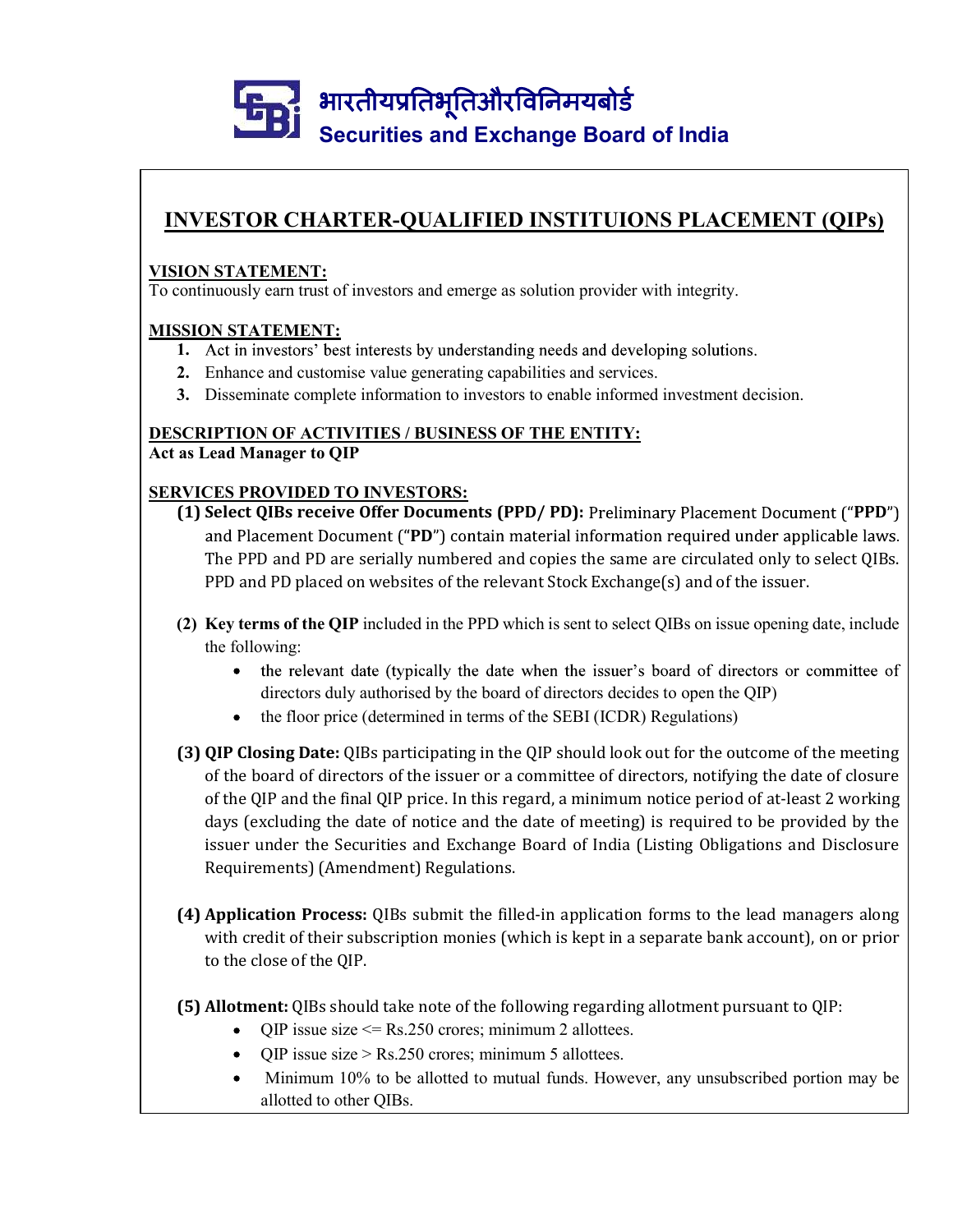भारतीयप्रतिभूतिऔरविनिमयबोर्ड

Securities and Exchange Board of India

# INVESTOR CHARTER-QUALIFIED INSTITUIONS PLACEMENT (QIPs)

**VISION STATEMENT:**

To continuously earn trust of investors and emerge as solution provider with integrity.

**MISSION STATEMENT:**

1. Act in investors' best interests by understanding needs and developing solutions.
2. Enhance and customise value generating capabilities and services.
3. Disseminate complete information to investors to enable informed investment decision.

**DESCRIPTION OF ACTIVITIES / BUSINESS OF THE ENTITY:**

**Act as Lead Manager to QIP**

**SERVICES PROVIDED TO INVESTORS:**

**(1) Select QIBs receive Offer Documents (PPD/ PD):** Preliminary Placement Document ("**PPD**") and Placement Document ("**PD**") contain material information required under applicable laws. The PPD and PD are serially numbered and copies the same are circulated only to select QIBs. PPD and PD placed on websites of the relevant Stock Exchange(s) and of the issuer.

**(2) Key terms of the QIP** included in the PPD which is sent to select QIBs on issue opening date, include the following:

- the relevant date (typically the date when the issuer's board of directors or committee of directors duly authorised by the board of directors decides to open the QIP)
- the floor price (determined in terms of the SEBI (ICDR) Regulations)

**(3) QIP Closing Date:** QIBs participating in the QIP should look out for the outcome of the meeting of the board of directors of the issuer or a committee of directors, notifying the date of closure of the QIP and the final QIP price. In this regard, a minimum notice period of at-least 2 working days (excluding the date of notice and the date of meeting) is required to be provided by the issuer under the Securities and Exchange Board of India (Listing Obligations and Disclosure Requirements) (Amendment) Regulations.

**(4) Application Process:** QIBs submit the filled-in application forms to the lead managers along with credit of their subscription monies (which is kept in a separate bank account), on or prior to the close of the QIP.

**(5) Allotment:** QIBs should take note of the following regarding allotment pursuant to QIP:

- QIP issue size <= Rs.250 crores; minimum 2 allottees.
- QIP issue size > Rs.250 crores; minimum 5 allottees.
- Minimum 10% to be allotted to mutual funds. However, any unsubscribed portion may be allotted to other QIBs.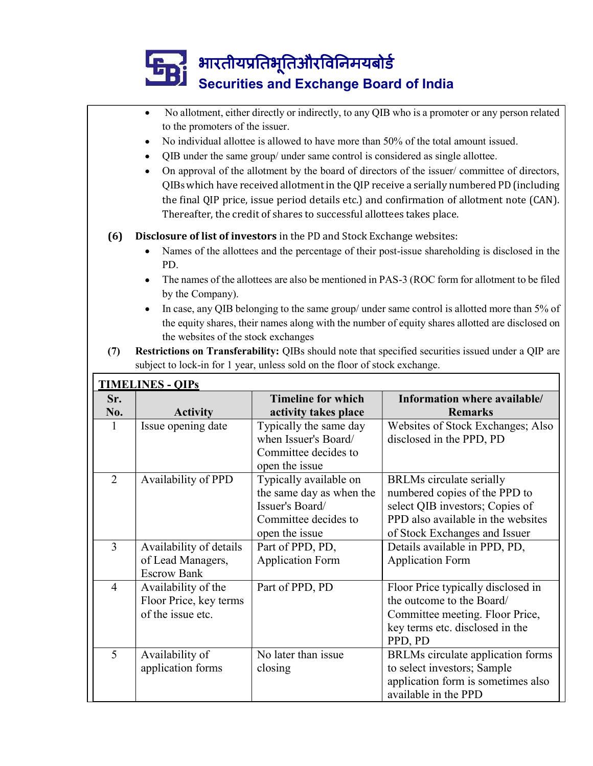- No allotment, either directly or indirectly, to any QIB who is a promoter or any person related to the promoters of the issuer.
- No individual allottee is allowed to have more than 50% of the total amount issued.
- QIB under the same group/ under same control is considered as single allottee.
- On approval of the allotment by the board of directors of the issuer/ committee of directors, QIBs which have received allotment in the QIP receive a serially numbered PD (including the final QIP price, issue period details etc.) and confirmation of allotment note (CAN). Thereafter, the credit of shares to successful allottees takes place.

**(6) Disclosure of list of investors** in the PD and Stock Exchange websites:

- Names of the allottees and the percentage of their post-issue shareholding is disclosed in the PD.
- The names of the allottees are also be mentioned in PAS-3 (ROC form for allotment to be filed by the Company).
- In case, any QIB belonging to the same group/ under same control is allotted more than 5% of the equity shares, their names along with the number of equity shares allotted are disclosed on the websites of the stock exchanges

**(7) Restrictions on Transferability:** QIBs should note that specified securities issued under a QIP are subject to lock-in for 1 year, unless sold on the floor of stock exchange.

**TIMELINES - QIPs**

| Sr. No. | Activity | Timeline for which activity takes place | Information where available/ Remarks |
|---|---|---|---|
| 1 | Issue opening date | Typically the same day when Issuer's Board/ Committee decides to open the issue | Websites of Stock Exchanges; Also disclosed in the PPD, PD |
| 2 | Availability of PPD | Typically available on the same day as when the Issuer's Board/ Committee decides to open the issue | BRLMs circulate serially numbered copies of the PPD to select QIB investors; Copies of PPD also available in the websites of Stock Exchanges and Issuer |
| 3 | Availability of details of Lead Managers, Escrow Bank | Part of PPD, PD, Application Form | Details available in PPD, PD, Application Form |
| 4 | Availability of the Floor Price, key terms of the issue etc. | Part of PPD, PD | Floor Price typically disclosed in the outcome to the Board/ Committee meeting. Floor Price, key terms etc. disclosed in the PPD, PD |
| 5 | Availability of application forms | No later than issue closing | BRLMs circulate application forms to select investors; Sample application form is sometimes also available in the PPD |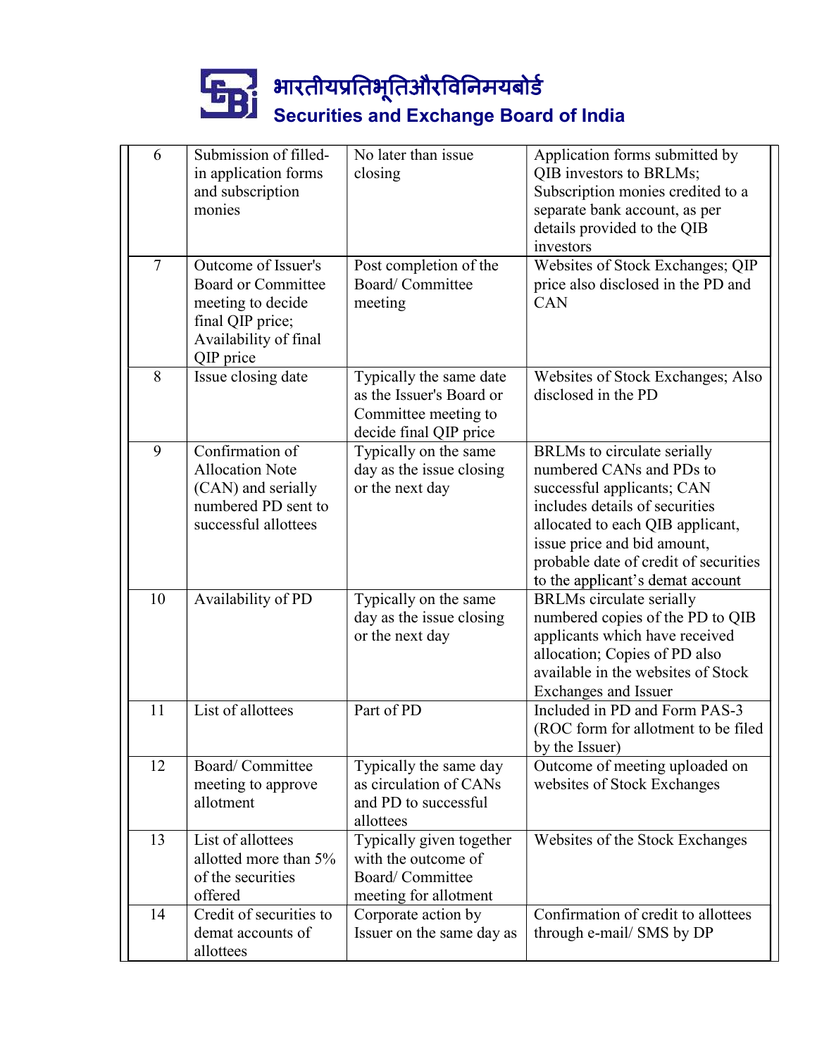| 6 | Submission of filled-in application forms and subscription monies | No later than issue closing | Application forms submitted by QIB investors to BRLMs; Subscription monies credited to a separate bank account, as per details provided to the QIB investors |
|---|---|---|---|
| 7 | Outcome of Issuer's Board or Committee meeting to decide final QIP price; Availability of final QIP price | Post completion of the Board/ Committee meeting | Websites of Stock Exchanges; QIP price also disclosed in the PD and CAN |
| 8 | Issue closing date | Typically the same date as the Issuer's Board or Committee meeting to decide final QIP price | Websites of Stock Exchanges; Also disclosed in the PD |
| 9 | Confirmation of Allocation Note (CAN) and serially numbered PD sent to successful allottees | Typically on the same day as the issue closing or the next day | BRLMs to circulate serially numbered CANs and PDs to successful applicants; CAN includes details of securities allocated to each QIB applicant, issue price and bid amount, probable date of credit of securities to the applicant's demat account |
| 10 | Availability of PD | Typically on the same day as the issue closing or the next day | BRLMs circulate serially numbered copies of the PD to QIB applicants which have received allocation; Copies of PD also available in the websites of Stock Exchanges and Issuer |
| 11 | List of allottees | Part of PD | Included in PD and Form PAS-3 (ROC form for allotment to be filed by the Issuer) |
| 12 | Board/ Committee meeting to approve allotment | Typically the same day as circulation of CANs and PD to successful allottees | Outcome of meeting uploaded on websites of Stock Exchanges |
| 13 | List of allottees allotted more than 5% of the securities offered | Typically given together with the outcome of Board/ Committee meeting for allotment | Websites of the Stock Exchanges |
| 14 | Credit of securities to demat accounts of allottees | Corporate action by Issuer on the same day as | Confirmation of credit to allottees through e-mail/ SMS by DP |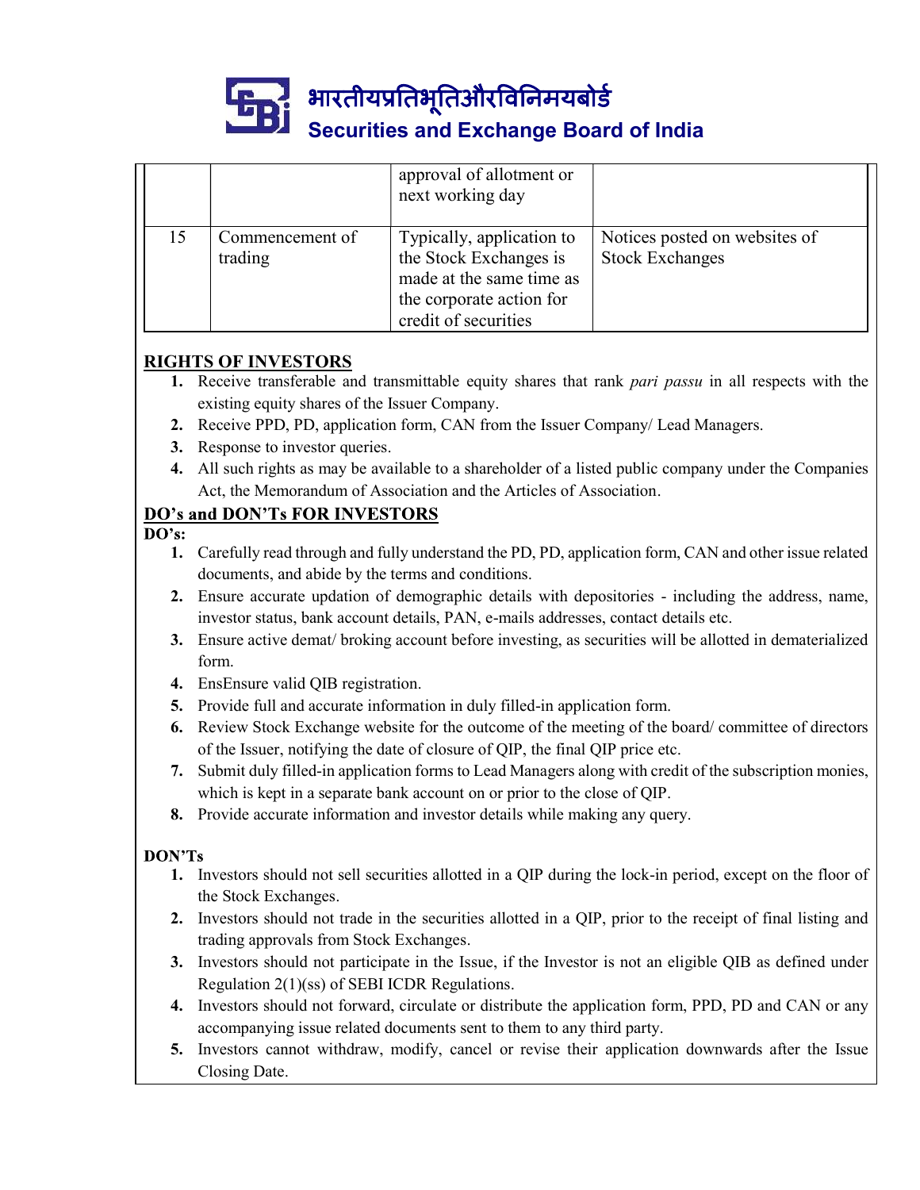|  |  | approval of allotment or next working day |  |
| --- | --- | --- | --- |
| 15 | Commencement of trading | Typically, application to the Stock Exchanges is made at the same time as the corporate action for credit of securities | Notices posted on websites of Stock Exchanges |

## RIGHTS OF INVESTORS

1. Receive transferable and transmittable equity shares that rank *pari passu* in all respects with the existing equity shares of the Issuer Company.
2. Receive PPD, PD, application form, CAN from the Issuer Company/ Lead Managers.
3. Response to investor queries.
4. All such rights as may be available to a shareholder of a listed public company under the Companies Act, the Memorandum of Association and the Articles of Association.

## DO's and DON'Ts FOR INVESTORS

**DO's:**

1. Carefully read through and fully understand the PD, PD, application form, CAN and other issue related documents, and abide by the terms and conditions.
2. Ensure accurate updation of demographic details with depositories - including the address, name, investor status, bank account details, PAN, e-mails addresses, contact details etc.
3. Ensure active demat/ broking account before investing, as securities will be allotted in dematerialized form.
4. EnsEnsure valid QIB registration.
5. Provide full and accurate information in duly filled-in application form.
6. Review Stock Exchange website for the outcome of the meeting of the board/ committee of directors of the Issuer, notifying the date of closure of QIP, the final QIP price etc.
7. Submit duly filled-in application forms to Lead Managers along with credit of the subscription monies, which is kept in a separate bank account on or prior to the close of QIP.
8. Provide accurate information and investor details while making any query.

**DON'Ts**

1. Investors should not sell securities allotted in a QIP during the lock-in period, except on the floor of the Stock Exchanges.
2. Investors should not trade in the securities allotted in a QIP, prior to the receipt of final listing and trading approvals from Stock Exchanges.
3. Investors should not participate in the Issue, if the Investor is not an eligible QIB as defined under Regulation 2(1)(ss) of SEBI ICDR Regulations.
4. Investors should not forward, circulate or distribute the application form, PPD, PD and CAN or any accompanying issue related documents sent to them to any third party.
5. Investors cannot withdraw, modify, cancel or revise their application downwards after the Issue Closing Date.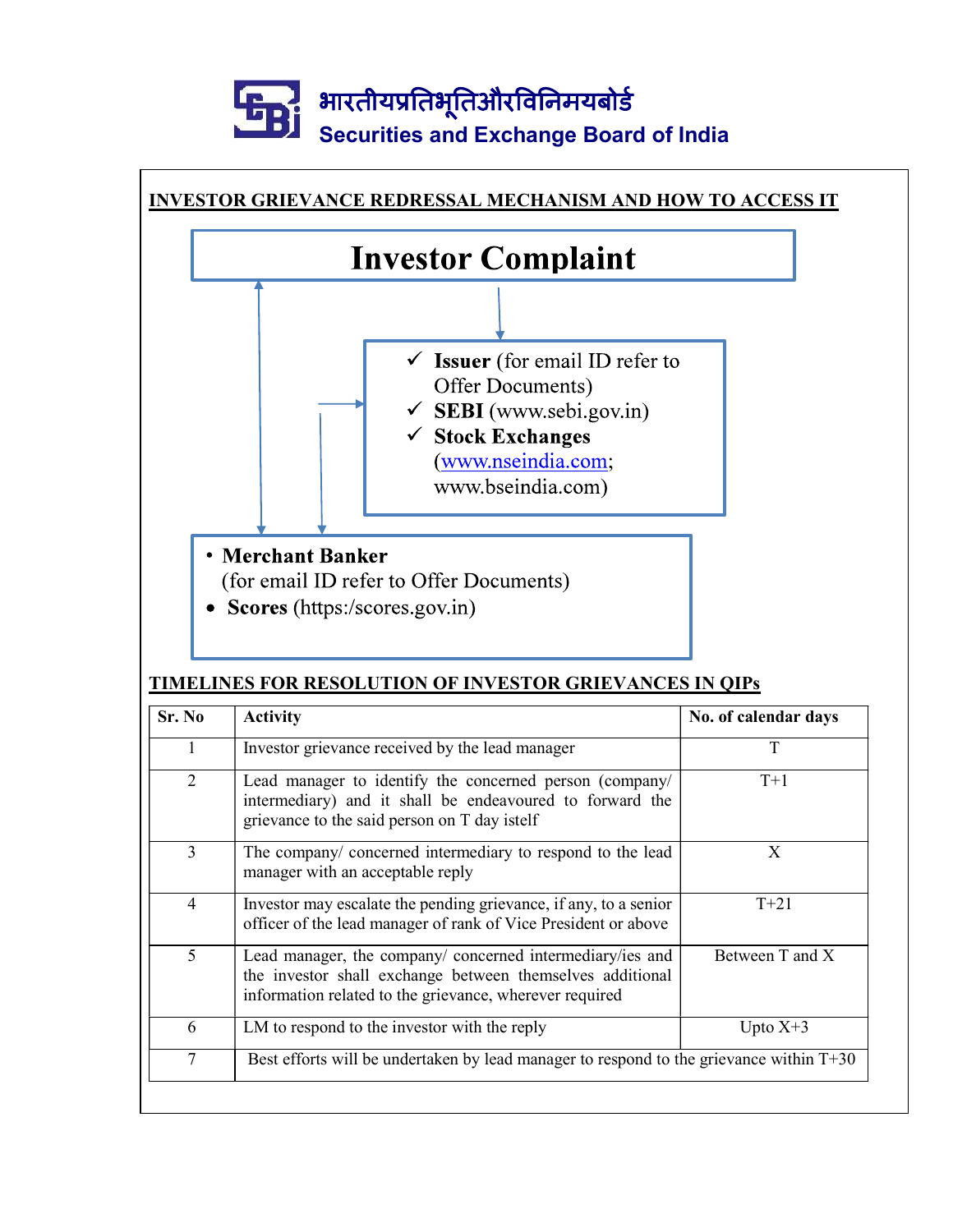भारतीयप्रतिभूतिऔरविनिमयबोर्ड

Securities and Exchange Board of India

## INVESTOR GRIEVANCE REDRESSAL MECHANISM AND HOW TO ACCESS IT

**Investor Complaint**

- ✓ **Issuer** (for email ID refer to Offer Documents)
- ✓ **SEBI** (www.sebi.gov.in)
- ✓ **Stock Exchanges** (www.nseindia.com; www.bseindia.com)

- **Merchant Banker** (for email ID refer to Offer Documents)
- **Scores** (https:/scores.gov.in)

## TIMELINES FOR RESOLUTION OF INVESTOR GRIEVANCES IN QIPs

| Sr. No | Activity | No. of calendar days |
|---|---|---|
| 1 | Investor grievance received by the lead manager | T |
| 2 | Lead manager to identify the concerned person (company/ intermediary) and it shall be endeavoured to forward the grievance to the said person on T day istelf | T+1 |
| 3 | The company/ concerned intermediary to respond to the lead manager with an acceptable reply | X |
| 4 | Investor may escalate the pending grievance, if any, to a senior officer of the lead manager of rank of Vice President or above | T+21 |
| 5 | Lead manager, the company/ concerned intermediary/ies and the investor shall exchange between themselves additional information related to the grievance, wherever required | Between T and X |
| 6 | LM to respond to the investor with the reply | Upto X+3 |
| 7 | Best efforts will be undertaken by lead manager to respond to the grievance within T+30 | |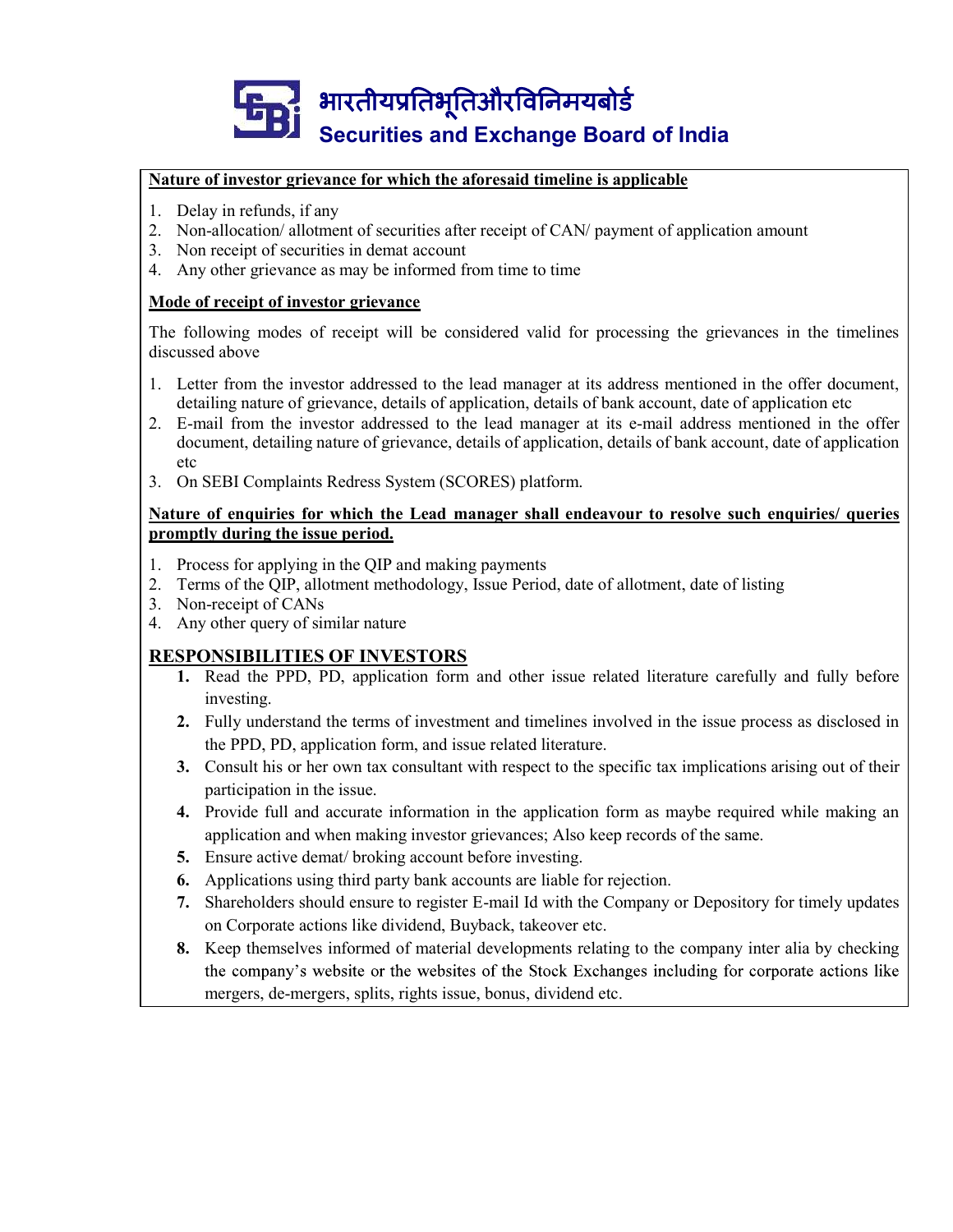**Nature of investor grievance for which the aforesaid timeline is applicable**

1. Delay in refunds, if any
2. Non-allocation/ allotment of securities after receipt of CAN/ payment of application amount
3. Non receipt of securities in demat account
4. Any other grievance as may be informed from time to time

**Mode of receipt of investor grievance**

The following modes of receipt will be considered valid for processing the grievances in the timelines discussed above

1. Letter from the investor addressed to the lead manager at its address mentioned in the offer document, detailing nature of grievance, details of application, details of bank account, date of application etc
2. E-mail from the investor addressed to the lead manager at its e-mail address mentioned in the offer document, detailing nature of grievance, details of application, details of bank account, date of application etc
3. On SEBI Complaints Redress System (SCORES) platform.

**Nature of enquiries for which the Lead manager shall endeavour to resolve such enquiries/ queries promptly during the issue period.**

1. Process for applying in the QIP and making payments
2. Terms of the QIP, allotment methodology, Issue Period, date of allotment, date of listing
3. Non-receipt of CANs
4. Any other query of similar nature

## RESPONSIBILITIES OF INVESTORS

1. Read the PPD, PD, application form and other issue related literature carefully and fully before investing.
2. Fully understand the terms of investment and timelines involved in the issue process as disclosed in the PPD, PD, application form, and issue related literature.
3. Consult his or her own tax consultant with respect to the specific tax implications arising out of their participation in the issue.
4. Provide full and accurate information in the application form as maybe required while making an application and when making investor grievances; Also keep records of the same.
5. Ensure active demat/ broking account before investing.
6. Applications using third party bank accounts are liable for rejection.
7. Shareholders should ensure to register E-mail Id with the Company or Depository for timely updates on Corporate actions like dividend, Buyback, takeover etc.
8. Keep themselves informed of material developments relating to the company inter alia by checking the company's website or the websites of the Stock Exchanges including for corporate actions like mergers, de-mergers, splits, rights issue, bonus, dividend etc.